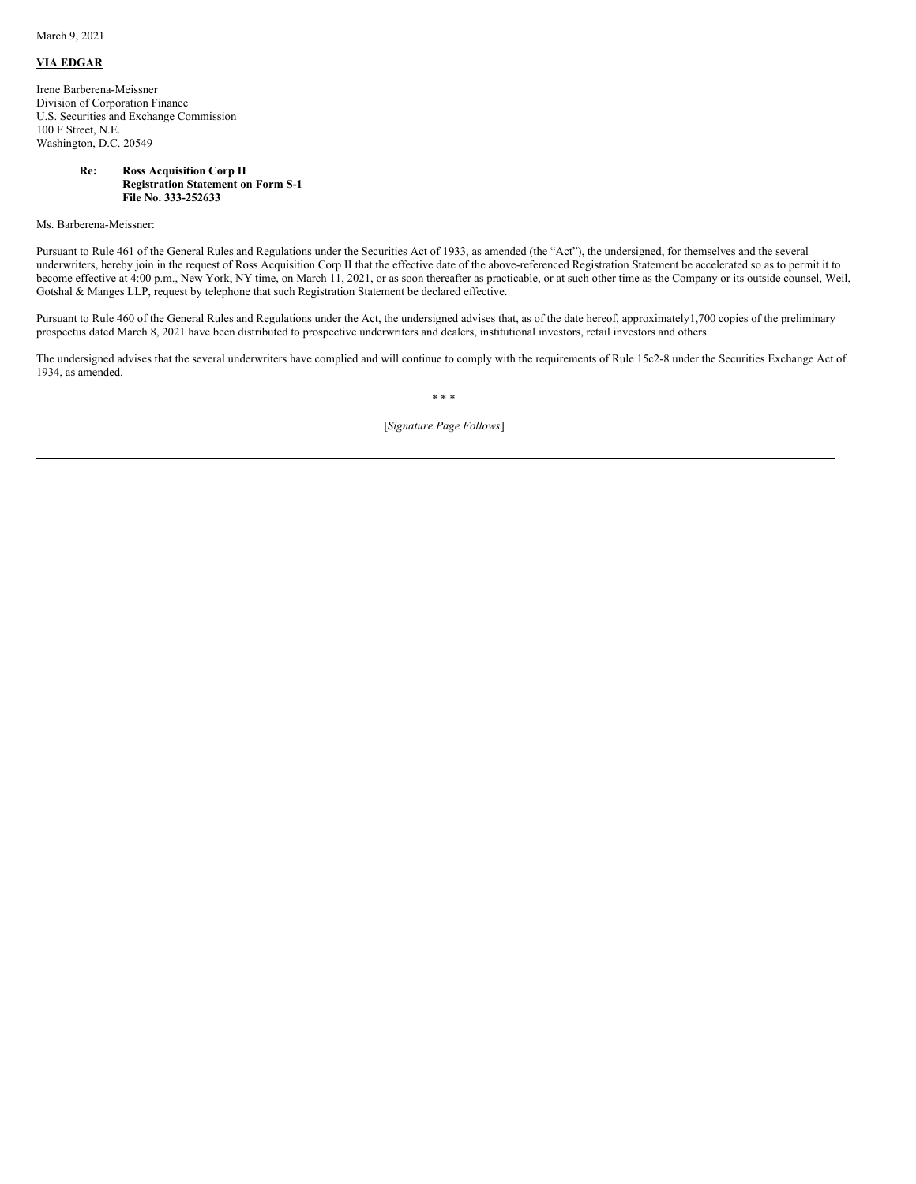March 9, 2021

**VIA EDGAR**

Irene Barberena-Meissner
Division of Corporation Finance
U.S. Securities and Exchange Commission
100 F Street, N.E.
Washington, D.C. 20549

**Re: Ross Acquisition Corp II**
**Registration Statement on Form S-1**
**File No. 333-252633**

Ms. Barberena-Meissner:

Pursuant to Rule 461 of the General Rules and Regulations under the Securities Act of 1933, as amended (the "Act"), the undersigned, for themselves and the several underwriters, hereby join in the request of Ross Acquisition Corp II that the effective date of the above-referenced Registration Statement be accelerated so as to permit it to become effective at 4:00 p.m., New York, NY time, on March 11, 2021, or as soon thereafter as practicable, or at such other time as the Company or its outside counsel, Weil, Gotshal & Manges LLP, request by telephone that such Registration Statement be declared effective.

Pursuant to Rule 460 of the General Rules and Regulations under the Act, the undersigned advises that, as of the date hereof, approximately1,700 copies of the preliminary prospectus dated March 8, 2021 have been distributed to prospective underwriters and dealers, institutional investors, retail investors and others.

The undersigned advises that the several underwriters have complied and will continue to comply with the requirements of Rule 15c2-8 under the Securities Exchange Act of 1934, as amended.

* * *

[*Signature Page Follows*]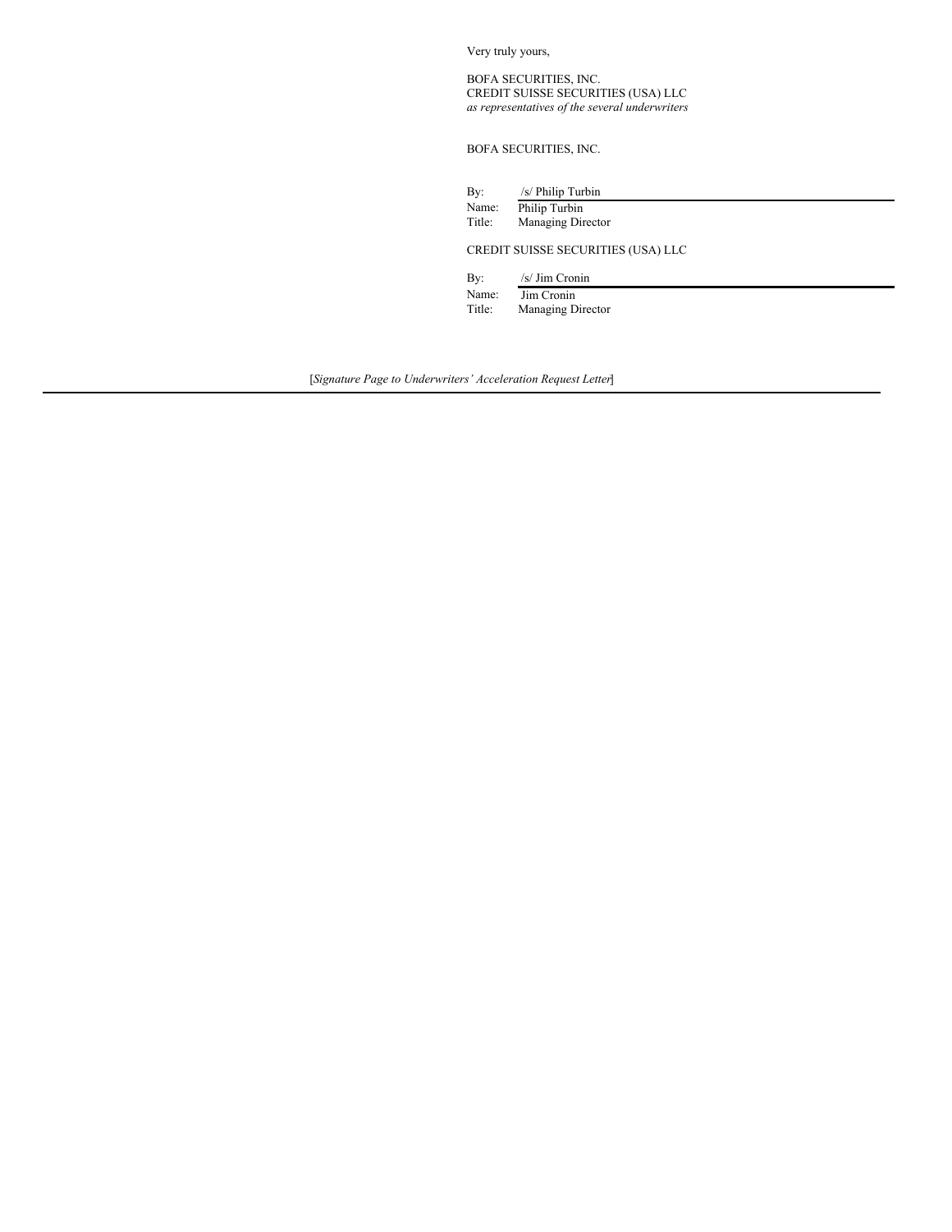Very truly yours,

BOFA SECURITIES, INC.
CREDIT SUISSE SECURITIES (USA) LLC
*as representatives of the several underwriters*

BOFA SECURITIES, INC.

By: /s/ Philip Turbin
Name: Philip Turbin
Title: Managing Director

CREDIT SUISSE SECURITIES (USA) LLC

By: /s/ Jim Cronin
Name: Jim Cronin
Title: Managing Director

[*Signature Page to Underwriters' Acceleration Request Letter*]